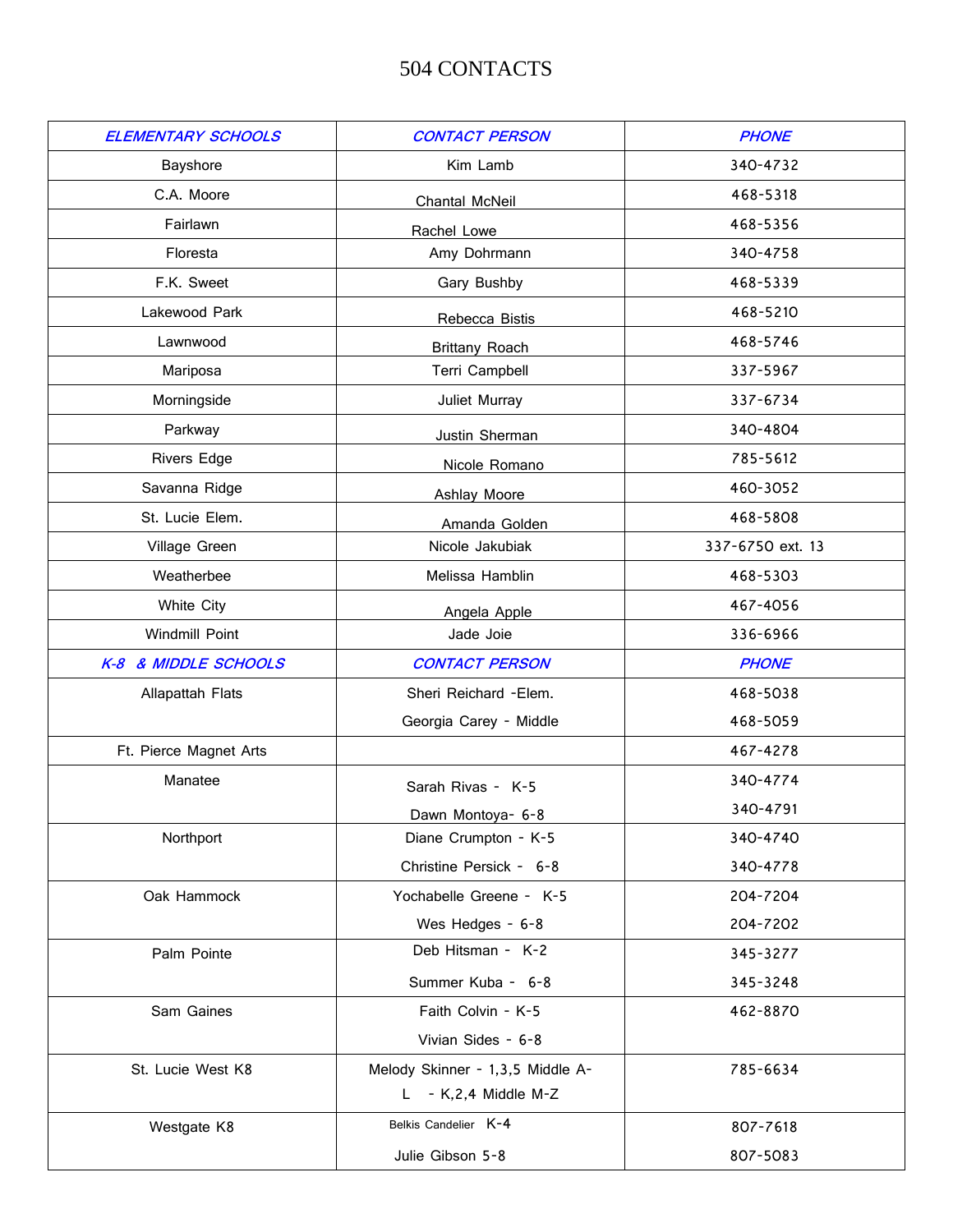# 504 CONTACTS

| ELEMENTARY SCHOOLS | CONTACT PERSON | PHONE |
|---|---|---|
| Bayshore | Kim Lamb | 340-4732 |
| C.A. Moore | Chantal McNeil | 468-5318 |
| Fairlawn | Rachel Lowe | 468-5356 |
| Floresta | Amy Dohrmann | 340-4758 |
| F.K. Sweet | Gary Bushby | 468-5339 |
| Lakewood Park | Rebecca Bistis | 468-5210 |
| Lawnwood | Brittany Roach | 468-5746 |
| Mariposa | Terri Campbell | 337-5967 |
| Morningside | Juliet Murray | 337-6734 |
| Parkway | Justin Sherman | 340-4804 |
| Rivers Edge | Nicole Romano | 785-5612 |
| Savanna Ridge | Ashlay Moore | 460-3052 |
| St. Lucie Elem. | Amanda Golden | 468-5808 |
| Village Green | Nicole Jakubiak | 337-6750 ext. 13 |
| Weatherbee | Melissa Hamblin | 468-5303 |
| White City | Angela Apple | 467-4056 |
| Windmill Point | Jade Joie | 336-6966 |
| **K-8 & MIDDLE SCHOOLS** | **CONTACT PERSON** | **PHONE** |
| Allapattah Flats | Sheri Reichard -Elem.<br>Georgia Carey - Middle | 468-5038<br>468-5059 |
| Ft. Pierce Magnet Arts | | 467-4278 |
| Manatee | Sarah Rivas - K-5<br>Dawn Montoya- 6-8 | 340-4774<br>340-4791 |
| Northport | Diane Crumpton - K-5<br>Christine Persick - 6-8 | 340-4740<br>340-4778 |
| Oak Hammock | Yochabelle Greene - K-5<br>Wes Hedges - 6-8 | 204-7204<br>204-7202 |
| Palm Pointe | Deb Hitsman - K-2<br>Summer Kuba - 6-8 | 345-3277<br>345-3248 |
| Sam Gaines | Faith Colvin - K-5<br>Vivian Sides - 6-8 | 462-8870 |
| St. Lucie West K8 | Melody Skinner - 1,3,5 Middle A-L - K,2,4 Middle M-Z | 785-6634 |
| Westgate K8 | Belkis Candelier K-4<br>Julie Gibson 5-8 | 807-7618<br>807-5083 |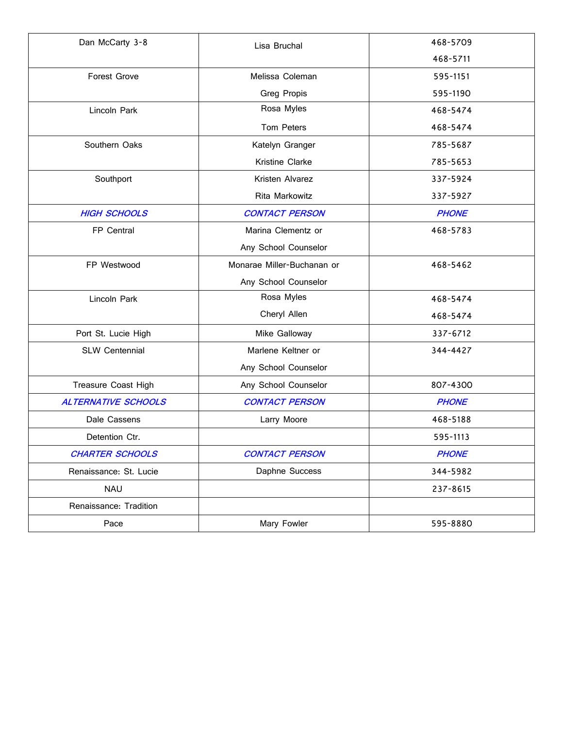| | | |
|---|---|---|
| Dan McCarty 3-8 | Lisa Bruchal | 468-5709<br>468-5711 |
| Forest Grove | Melissa Coleman<br>Greg Propis | 595-1151<br>595-1190 |
| Lincoln Park | Rosa Myles<br>Tom Peters | 468-5474<br>468-5474 |
| Southern Oaks | Katelyn Granger<br>Kristine Clarke | 785-5687<br>785-5653 |
| Southport | Kristen Alvarez<br>Rita Markowitz | 337-5924<br>337-5927 |
| ***HIGH SCHOOLS*** | ***CONTACT PERSON*** | ***PHONE*** |
| FP Central | Marina Clementz or<br>Any School Counselor | 468-5783 |
| FP Westwood | Monarae Miller-Buchanan or<br>Any School Counselor | 468-5462 |
| Lincoln Park | Rosa Myles<br>Cheryl Allen | 468-5474<br>468-5474 |
| Port St. Lucie High | Mike Galloway | 337-6712 |
| SLW Centennial | Marlene Keltner or<br>Any School Counselor | 344-4427 |
| Treasure Coast High | Any School Counselor | 807-4300 |
| ***ALTERNATIVE SCHOOLS*** | ***CONTACT PERSON*** | ***PHONE*** |
| Dale Cassens | Larry Moore | 468-5188 |
| Detention Ctr. | | 595-1113 |
| ***CHARTER SCHOOLS*** | ***CONTACT PERSON*** | ***PHONE*** |
| Renaissance: St. Lucie | Daphne Success | 344-5982 |
| NAU | | 237-8615 |
| Renaissance: Tradition | | |
| Pace | Mary Fowler | 595-8880 |